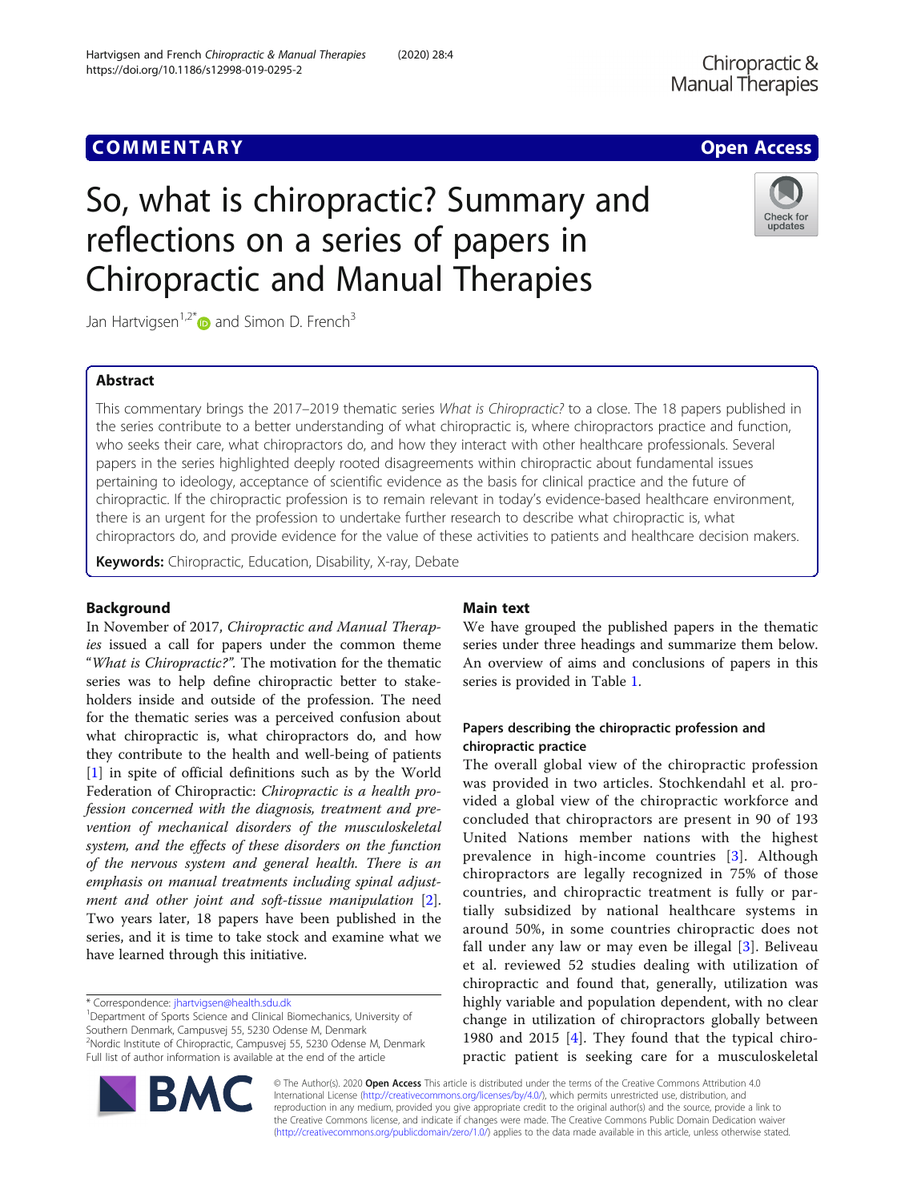COMMENTARY

Open Access

# So, what is chiropractic? Summary and reflections on a series of papers in Chiropractic and Manual Therapies

Jan Hartvigsen[1,2*] and Simon D. French[3]

## Abstract

This commentary brings the 2017–2019 thematic series *What is Chiropractic?* to a close. The 18 papers published in the series contribute to a better understanding of what chiropractic is, where chiropractors practice and function, who seeks their care, what chiropractors do, and how they interact with other healthcare professionals. Several papers in the series highlighted deeply rooted disagreements within chiropractic about fundamental issues pertaining to ideology, acceptance of scientific evidence as the basis for clinical practice and the future of chiropractic. If the chiropractic profession is to remain relevant in today's evidence-based healthcare environment, there is an urgent for the profession to undertake further research to describe what chiropractic is, what chiropractors do, and provide evidence for the value of these activities to patients and healthcare decision makers.

**Keywords:** Chiropractic, Education, Disability, X-ray, Debate

## Background

In November of 2017, *Chiropractic and Manual Therapies* issued a call for papers under the common theme "*What is Chiropractic?*". The motivation for the thematic series was to help define chiropractic better to stakeholders inside and outside of the profession. The need for the thematic series was a perceived confusion about what chiropractic is, what chiropractors do, and how they contribute to the health and well-being of patients [1] in spite of official definitions such as by the World Federation of Chiropractic: *Chiropractic is a health profession concerned with the diagnosis, treatment and prevention of mechanical disorders of the musculoskeletal system, and the effects of these disorders on the function of the nervous system and general health. There is an emphasis on manual treatments including spinal adjustment and other joint and soft-tissue manipulation* [2]. Two years later, 18 papers have been published in the series, and it is time to take stock and examine what we have learned through this initiative.

## Main text

We have grouped the published papers in the thematic series under three headings and summarize them below. An overview of aims and conclusions of papers in this series is provided in Table 1.

### Papers describing the chiropractic profession and chiropractic practice

The overall global view of the chiropractic profession was provided in two articles. Stochkendahl et al. provided a global view of the chiropractic workforce and concluded that chiropractors are present in 90 of 193 United Nations member nations with the highest prevalence in high-income countries [3]. Although chiropractors are legally recognized in 75% of those countries, and chiropractic treatment is fully or partially subsidized by national healthcare systems in around 50%, in some countries chiropractic does not fall under any law or may even be illegal [3]. Beliveau et al. reviewed 52 studies dealing with utilization of chiropractic and found that, generally, utilization was highly variable and population dependent, with no clear change in utilization of chiropractors globally between 1980 and 2015 [4]. They found that the typical chiropractic patient is seeking care for a musculoskeletal

\* Correspondence: jhartvigsen@health.sdu.dk

[1] Department of Sports Science and Clinical Biomechanics, University of Southern Denmark, Campusvej 55, 5230 Odense M, Denmark

[2] Nordic Institute of Chiropractic, Campusvej 55, 5230 Odense M, Denmark

Full list of author information is available at the end of the article

© The Author(s). 2020 **Open Access** This article is distributed under the terms of the Creative Commons Attribution 4.0 International License (http://creativecommons.org/licenses/by/4.0/), which permits unrestricted use, distribution, and reproduction in any medium, provided you give appropriate credit to the original author(s) and the source, provide a link to the Creative Commons license, and indicate if changes were made. The Creative Commons Public Domain Dedication waiver (http://creativecommons.org/publicdomain/zero/1.0/) applies to the data made available in this article, unless otherwise stated.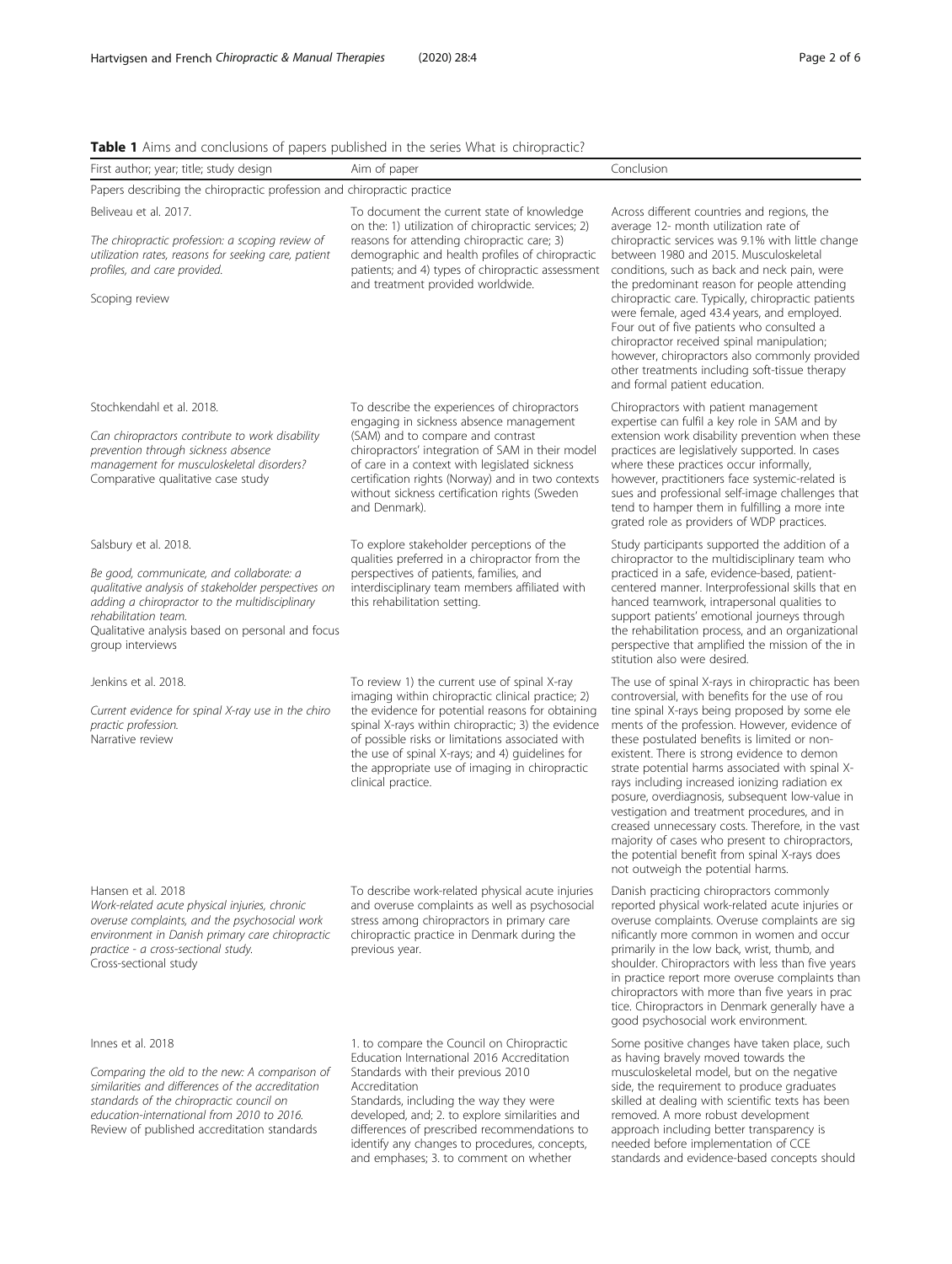**Table 1** Aims and conclusions of papers published in the series What is chiropractic?

| First author; year; title; study design | Aim of paper | Conclusion |
| --- | --- | --- |
| Papers describing the chiropractic profession and chiropractic practice | | |
| Beliveau et al. 2017. *The chiropractic profession: a scoping review of utilization rates, reasons for seeking care, patient profiles, and care provided.* Scoping review | To document the current state of knowledge on the: 1) utilization of chiropractic services; 2) reasons for attending chiropractic care; 3) demographic and health profiles of chiropractic patients; and 4) types of chiropractic assessment and treatment provided worldwide. | Across different countries and regions, the average 12- month utilization rate of chiropractic services was 9.1% with little change between 1980 and 2015. Musculoskeletal conditions, such as back and neck pain, were the predominant reason for people attending chiropractic care. Typically, chiropractic patients were female, aged 43.4 years, and employed. Four out of five patients who consulted a chiropractor received spinal manipulation; however, chiropractors also commonly provided other treatments including soft-tissue therapy and formal patient education. |
| Stochkendahl et al. 2018. *Can chiropractors contribute to work disability prevention through sickness absence management for musculoskeletal disorders?* Comparative qualitative case study | To describe the experiences of chiropractors engaging in sickness absence management (SAM) and to compare and contrast chiropractors' integration of SAM in their model of care in a context with legislated sickness certification rights (Norway) and in two contexts without sickness certification rights (Sweden and Denmark). | Chiropractors with patient management expertise can fulfil a key role in SAM and by extension work disability prevention when these practices are legislatively supported. In cases where these practices occur informally, however, practitioners face systemic-related issues and professional self-image challenges that tend to hamper them in fulfilling a more integrated role as providers of WDP practices. |
| Salsbury et al. 2018. *Be good, communicate, and collaborate: a qualitative analysis of stakeholder perspectives on adding a chiropractor to the multidisciplinary rehabilitation team.* Qualitative analysis based on personal and focus group interviews | To explore stakeholder perceptions of the qualities preferred in a chiropractor from the perspectives of patients, families, and interdisciplinary team members affiliated with this rehabilitation setting. | Study participants supported the addition of a chiropractor to the multidisciplinary team who practiced in a safe, evidence-based, patient-centered manner. Interprofessional skills that enhanced teamwork, intrapersonal qualities to support patients' emotional journeys through the rehabilitation process, and an organizational perspective that amplified the mission of the institution also were desired. |
| Jenkins et al. 2018. *Current evidence for spinal X-ray use in the chiropractic profession.* Narrative review | To review 1) the current use of spinal X-ray imaging within chiropractic clinical practice; 2) the evidence for potential reasons for obtaining spinal X-rays within chiropractic; 3) the evidence of possible risks or limitations associated with the use of spinal X-rays; and 4) guidelines for the appropriate use of imaging in chiropractic clinical practice. | The use of spinal X-rays in chiropractic has been controversial, with benefits for the use of routine spinal X-rays being proposed by some elements of the profession. However, evidence of these postulated benefits is limited or non-existent. There is strong evidence to demonstrate potential harms associated with spinal X-rays including increased ionizing radiation exposure, overdiagnosis, subsequent low-value investigation and treatment procedures, and increased unnecessary costs. Therefore, in the vast majority of cases who present to chiropractors, the potential benefit from spinal X-rays does not outweigh the potential harms. |
| Hansen et al. 2018 *Work-related acute physical injuries, chronic overuse complaints, and the psychosocial work environment in Danish primary care chiropractic practice - a cross-sectional study.* Cross-sectional study | To describe work-related physical acute injuries and overuse complaints as well as psychosocial stress among chiropractors in primary care chiropractic practice in Denmark during the previous year. | Danish practicing chiropractors commonly reported physical work-related acute injuries or overuse complaints. Overuse complaints are significantly more common in women and occur primarily in the low back, wrist, thumb, and shoulder. Chiropractors with less than five years in practice report more overuse complaints than chiropractors with more than five years in practice. Chiropractors in Denmark generally have a good psychosocial work environment. |
| Innes et al. 2018 *Comparing the old to the new: A comparison of similarities and differences of the accreditation standards of the chiropractic council on education-international from 2010 to 2016.* Review of published accreditation standards | 1. to compare the Council on Chiropractic Education International 2016 Accreditation Standards with their previous 2010 Accreditation Standards, including the way they were developed, and; 2. to explore similarities and differences of prescribed recommendations to identify any changes to procedures, concepts, and emphases; 3. to comment on whether | Some positive changes have taken place, such as having bravely moved towards the musculoskeletal model, but on the negative side, the requirement to produce graduates skilled at dealing with scientific texts has been removed. A more robust development approach including better transparency is needed before implementation of CCE standards and evidence-based concepts should |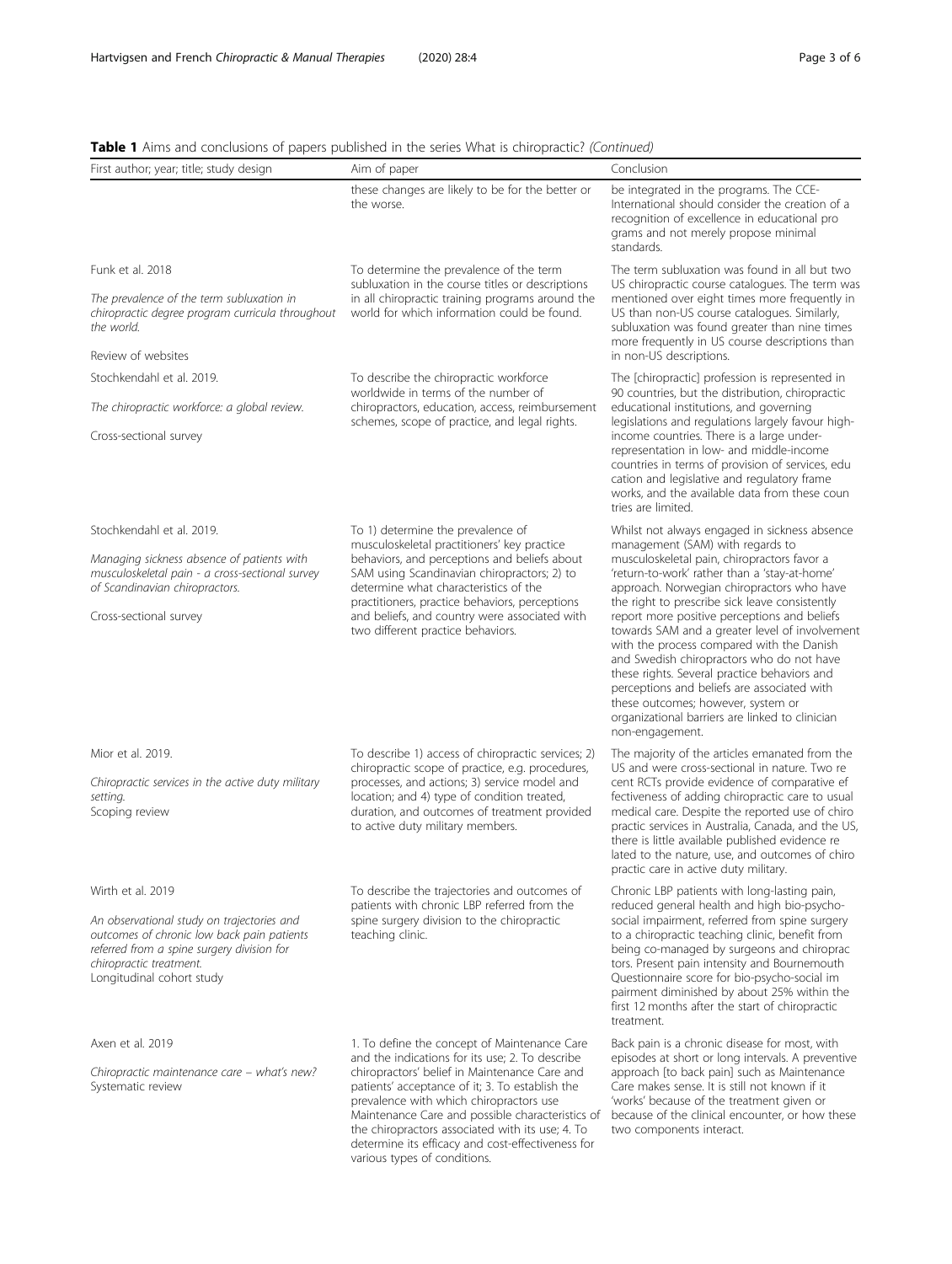**Table 1** Aims and conclusions of papers published in the series What is chiropractic? *(Continued)*

| First author; year; title; study design | Aim of paper | Conclusion |
|---|---|---|
| | these changes are likely to be for the better or the worse. | be integrated in the programs. The CCE-International should consider the creation of a recognition of excellence in educational programs and not merely propose minimal standards. |
| Funk et al. 2018<br><br>*The prevalence of the term subluxation in chiropractic degree program curricula throughout the world.*<br><br>Review of websites | To determine the prevalence of the term subluxation in the course titles or descriptions in all chiropractic training programs around the world for which information could be found. | The term subluxation was found in all but two US chiropractic course catalogues. The term was mentioned over eight times more frequently in US than non-US course catalogues. Similarly, subluxation was found greater than nine times more frequently in US course descriptions than in non-US descriptions. |
| Stochkendahl et al. 2019.<br><br>*The chiropractic workforce: a global review.*<br><br>Cross-sectional survey | To describe the chiropractic workforce worldwide in terms of the number of chiropractors, education, access, reimbursement schemes, scope of practice, and legal rights. | The [chiropractic] profession is represented in 90 countries, but the distribution, chiropractic educational institutions, and governing legislations and regulations largely favour high-income countries. There is a large under-representation in low- and middle-income countries in terms of provision of services, education and legislative and regulatory frameworks, and the available data from these countries are limited. |
| Stochkendahl et al. 2019.<br><br>*Managing sickness absence of patients with musculoskeletal pain - a cross-sectional survey of Scandinavian chiropractors.*<br><br>Cross-sectional survey | To 1) determine the prevalence of musculoskeletal practitioners' key practice behaviors, and perceptions and beliefs about SAM using Scandinavian chiropractors; 2) to determine what characteristics of the practitioners, practice behaviors, perceptions and beliefs, and country were associated with two different practice behaviors. | Whilst not always engaged in sickness absence management (SAM) with regards to musculoskeletal pain, chiropractors favor a 'return-to-work' rather than a 'stay-at-home' approach. Norwegian chiropractors who have the right to prescribe sick leave consistently report more positive perceptions and beliefs towards SAM and a greater level of involvement with the process compared with the Danish and Swedish chiropractors who do not have these rights. Several practice behaviors and perceptions and beliefs are associated with these outcomes; however, system or organizational barriers are linked to clinician non-engagement. |
| Mior et al. 2019.<br><br>*Chiropractic services in the active duty military setting.*<br>Scoping review | To describe 1) access of chiropractic services; 2) chiropractic scope of practice, e.g. procedures, processes, and actions; 3) service model and location; and 4) type of condition treated, duration, and outcomes of treatment provided to active duty military members. | The majority of the articles emanated from the US and were cross-sectional in nature. Two recent RCTs provide evidence of comparative effectiveness of adding chiropractic care to usual medical care. Despite the reported use of chiropractic services in Australia, Canada, and the US, there is little available published evidence related to the nature, use, and outcomes of chiropractic care in active duty military. |
| Wirth et al. 2019<br><br>*An observational study on trajectories and outcomes of chronic low back pain patients referred from a spine surgery division for chiropractic treatment.*<br>Longitudinal cohort study | To describe the trajectories and outcomes of patients with chronic LBP referred from the spine surgery division to the chiropractic teaching clinic. | Chronic LBP patients with long-lasting pain, reduced general health and high bio-psycho-social impairment, referred from spine surgery to a chiropractic teaching clinic, benefit from being co-managed by surgeons and chiropractors. Present pain intensity and Bournemouth Questionnaire score for bio-psycho-social impairment diminished by about 25% within the first 12 months after the start of chiropractic treatment. |
| Axen et al. 2019<br><br>*Chiropractic maintenance care – what's new?*<br>Systematic review | 1. To define the concept of Maintenance Care and the indications for its use; 2. To describe chiropractors' belief in Maintenance Care and patients' acceptance of it; 3. To establish the prevalence with which chiropractors use Maintenance Care and possible characteristics of the chiropractors associated with its use; 4. To determine its efficacy and cost-effectiveness for various types of conditions. | Back pain is a chronic disease for most, with episodes at short or long intervals. A preventive approach [to back pain] such as Maintenance Care makes sense. It is still not known if it 'works' because of the treatment given or because of the clinical encounter, or how these two components interact. |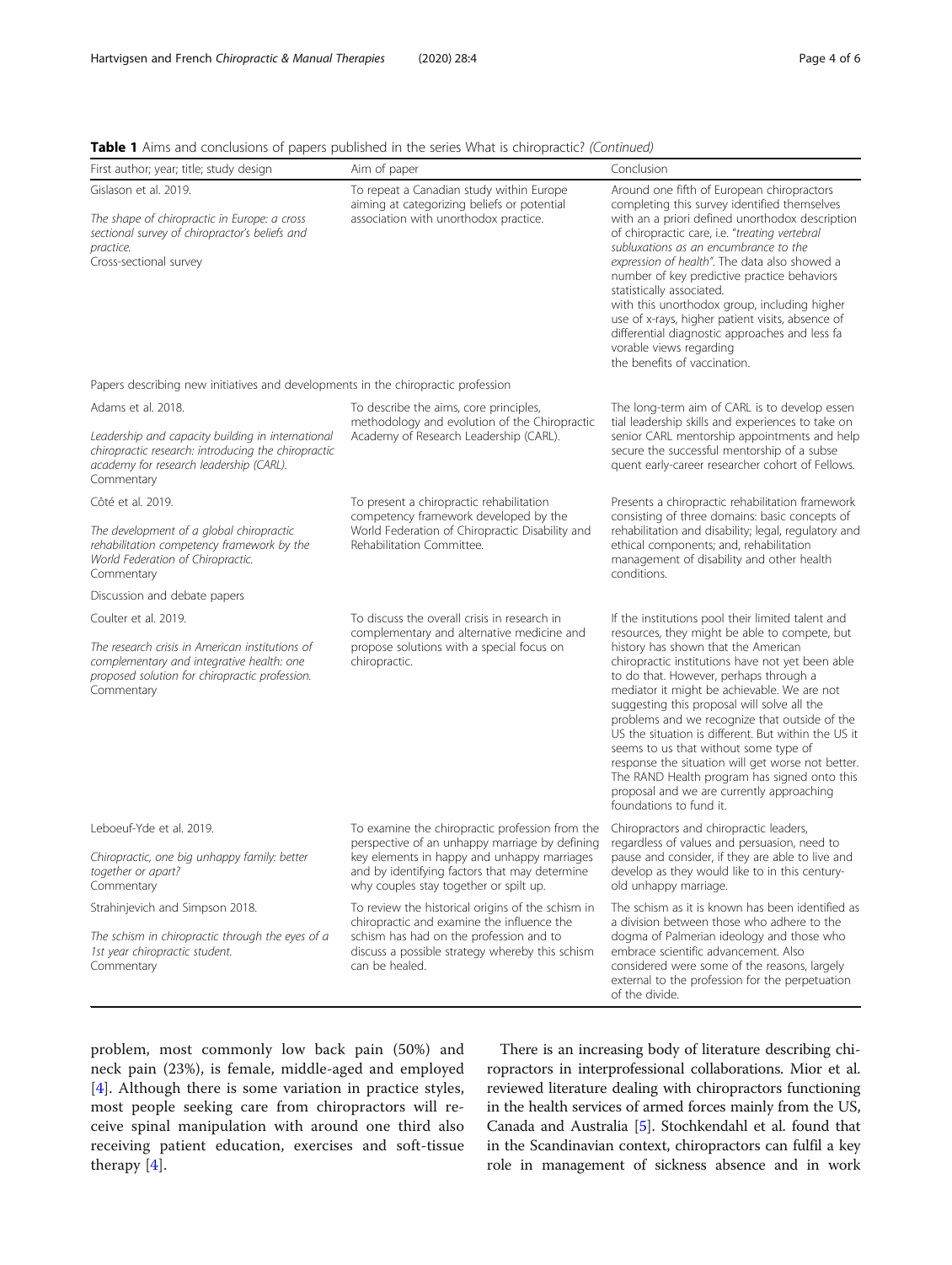**Table 1** Aims and conclusions of papers published in the series What is chiropractic? *(Continued)*

| First author; year; title; study design | Aim of paper | Conclusion |
| --- | --- | --- |
| Gislason et al. 2019. *The shape of chiropractic in Europe: a cross sectional survey of chiropractor's beliefs and practice.* Cross-sectional survey | To repeat a Canadian study within Europe aiming at categorizing beliefs or potential association with unorthodox practice. | Around one fifth of European chiropractors completing this survey identified themselves with an a priori defined unorthodox description of chiropractic care, i.e. "*treating vertebral subluxations as an encumbrance to the expression of health*". The data also showed a number of key predictive practice behaviors statistically associated. with this unorthodox group, including higher use of x-rays, higher patient visits, absence of differential diagnostic approaches and less fa vorable views regarding the benefits of vaccination. |
| Papers describing new initiatives and developments in the chiropractic profession | | |
| Adams et al. 2018. *Leadership and capacity building in international chiropractic research: introducing the chiropractic academy for research leadership (CARL).* Commentary | To describe the aims, core principles, methodology and evolution of the Chiropractic Academy of Research Leadership (CARL). | The long-term aim of CARL is to develop essen tial leadership skills and experiences to take on senior CARL mentorship appointments and help secure the successful mentorship of a subse quent early-career researcher cohort of Fellows. |
| Côté et al. 2019. *The development of a global chiropractic rehabilitation competency framework by the World Federation of Chiropractic.* Commentary | To present a chiropractic rehabilitation competency framework developed by the World Federation of Chiropractic Disability and Rehabilitation Committee. | Presents a chiropractic rehabilitation framework consisting of three domains: basic concepts of rehabilitation and disability; legal, regulatory and ethical components; and, rehabilitation management of disability and other health conditions. |
| Discussion and debate papers | | |
| Coulter et al. 2019. *The research crisis in American institutions of complementary and integrative health: one proposed solution for chiropractic profession.* Commentary | To discuss the overall crisis in research in complementary and alternative medicine and propose solutions with a special focus on chiropractic. | If the institutions pool their limited talent and resources, they might be able to compete, but history has shown that the American chiropractic institutions have not yet been able to do that. However, perhaps through a mediator it might be achievable. We are not suggesting this proposal will solve all the problems and we recognize that outside of the US the situation is different. But within the US it seems to us that without some type of response the situation will get worse not better. The RAND Health program has signed onto this proposal and we are currently approaching foundations to fund it. |
| Leboeuf-Yde et al. 2019. *Chiropractic, one big unhappy family: better together or apart?* Commentary | To examine the chiropractic profession from the perspective of an unhappy marriage by defining key elements in happy and unhappy marriages and by identifying factors that may determine why couples stay together or spilt up. | Chiropractors and chiropractic leaders, regardless of values and persuasion, need to pause and consider, if they are able to live and develop as they would like to in this century-old unhappy marriage. |
| Strahinjevich and Simpson 2018. *The schism in chiropractic through the eyes of a 1st year chiropractic student.* Commentary | To review the historical origins of the schism in chiropractic and examine the influence the schism has had on the profession and to discuss a possible strategy whereby this schism can be healed. | The schism as it is known has been identified as a division between those who adhere to the dogma of Palmerian ideology and those who embrace scientific advancement. Also considered were some of the reasons, largely external to the profession for the perpetuation of the divide. |

problem, most commonly low back pain (50%) and neck pain (23%), is female, middle-aged and employed [4]. Although there is some variation in practice styles, most people seeking care from chiropractors will receive spinal manipulation with around one third also receiving patient education, exercises and soft-tissue therapy [4].

There is an increasing body of literature describing chiropractors in interprofessional collaborations. Mior et al. reviewed literature dealing with chiropractors functioning in the health services of armed forces mainly from the US, Canada and Australia [5]. Stochkendahl et al. found that in the Scandinavian context, chiropractors can fulfil a key role in management of sickness absence and in work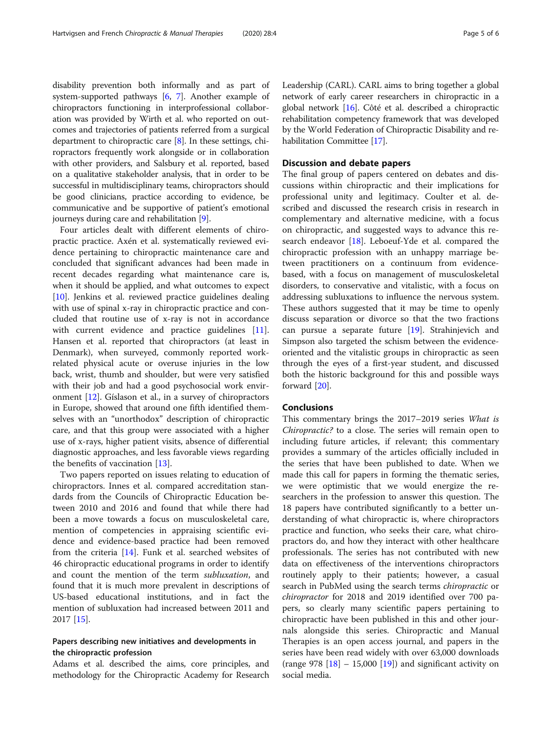disability prevention both informally and as part of system-supported pathways [6, 7]. Another example of chiropractors functioning in interprofessional collaboration was provided by Wirth et al. who reported on outcomes and trajectories of patients referred from a surgical department to chiropractic care [8]. In these settings, chiropractors frequently work alongside or in collaboration with other providers, and Salsbury et al. reported, based on a qualitative stakeholder analysis, that in order to be successful in multidisciplinary teams, chiropractors should be good clinicians, practice according to evidence, be communicative and be supportive of patient's emotional journeys during care and rehabilitation [9].

Four articles dealt with different elements of chiropractic practice. Axén et al. systematically reviewed evidence pertaining to chiropractic maintenance care and concluded that significant advances had been made in recent decades regarding what maintenance care is, when it should be applied, and what outcomes to expect [10]. Jenkins et al. reviewed practice guidelines dealing with use of spinal x-ray in chiropractic practice and concluded that routine use of x-ray is not in accordance with current evidence and practice guidelines [11]. Hansen et al. reported that chiropractors (at least in Denmark), when surveyed, commonly reported work-related physical acute or overuse injuries in the low back, wrist, thumb and shoulder, but were very satisfied with their job and had a good psychosocial work environment [12]. Gíslason et al., in a survey of chiropractors in Europe, showed that around one fifth identified themselves with an "unorthodox" description of chiropractic care, and that this group were associated with a higher use of x-rays, higher patient visits, absence of differential diagnostic approaches, and less favorable views regarding the benefits of vaccination [13].

Two papers reported on issues relating to education of chiropractors. Innes et al. compared accreditation standards from the Councils of Chiropractic Education between 2010 and 2016 and found that while there had been a move towards a focus on musculoskeletal care, mention of competencies in appraising scientific evidence and evidence-based practice had been removed from the criteria [14]. Funk et al. searched websites of 46 chiropractic educational programs in order to identify and count the mention of the term *subluxation*, and found that it is much more prevalent in descriptions of US-based educational institutions, and in fact the mention of subluxation had increased between 2011 and 2017 [15].

### Papers describing new initiatives and developments in the chiropractic profession

Adams et al. described the aims, core principles, and methodology for the Chiropractic Academy for Research Leadership (CARL). CARL aims to bring together a global network of early career researchers in chiropractic in a global network [16]. Côté et al. described a chiropractic rehabilitation competency framework that was developed by the World Federation of Chiropractic Disability and rehabilitation Committee [17].

### Discussion and debate papers

The final group of papers centered on debates and discussions within chiropractic and their implications for professional unity and legitimacy. Coulter et al. described and discussed the research crisis in research in complementary and alternative medicine, with a focus on chiropractic, and suggested ways to advance this research endeavor [18]. Leboeuf-Yde et al. compared the chiropractic profession with an unhappy marriage between practitioners on a continuum from evidence-based, with a focus on management of musculoskeletal disorders, to conservative and vitalistic, with a focus on addressing subluxations to influence the nervous system. These authors suggested that it may be time to openly discuss separation or divorce so that the two fractions can pursue a separate future [19]. Strahinjevich and Simpson also targeted the schism between the evidence-oriented and the vitalistic groups in chiropractic as seen through the eyes of a first-year student, and discussed both the historic background for this and possible ways forward [20].

## Conclusions

This commentary brings the 2017–2019 series *What is Chiropractic?* to a close. The series will remain open to including future articles, if relevant; this commentary provides a summary of the articles officially included in the series that have been published to date. When we made this call for papers in forming the thematic series, we were optimistic that we would energize the researchers in the profession to answer this question. The 18 papers have contributed significantly to a better understanding of what chiropractic is, where chiropractors practice and function, who seeks their care, what chiropractors do, and how they interact with other healthcare professionals. The series has not contributed with new data on effectiveness of the interventions chiropractors routinely apply to their patients; however, a casual search in PubMed using the search terms *chiropractic* or *chiropractor* for 2018 and 2019 identified over 700 papers, so clearly many scientific papers pertaining to chiropractic have been published in this and other journals alongside this series. Chiropractic and Manual Therapies is an open access journal, and papers in the series have been read widely with over 63,000 downloads (range 978 [18] – 15,000 [19]) and significant activity on social media.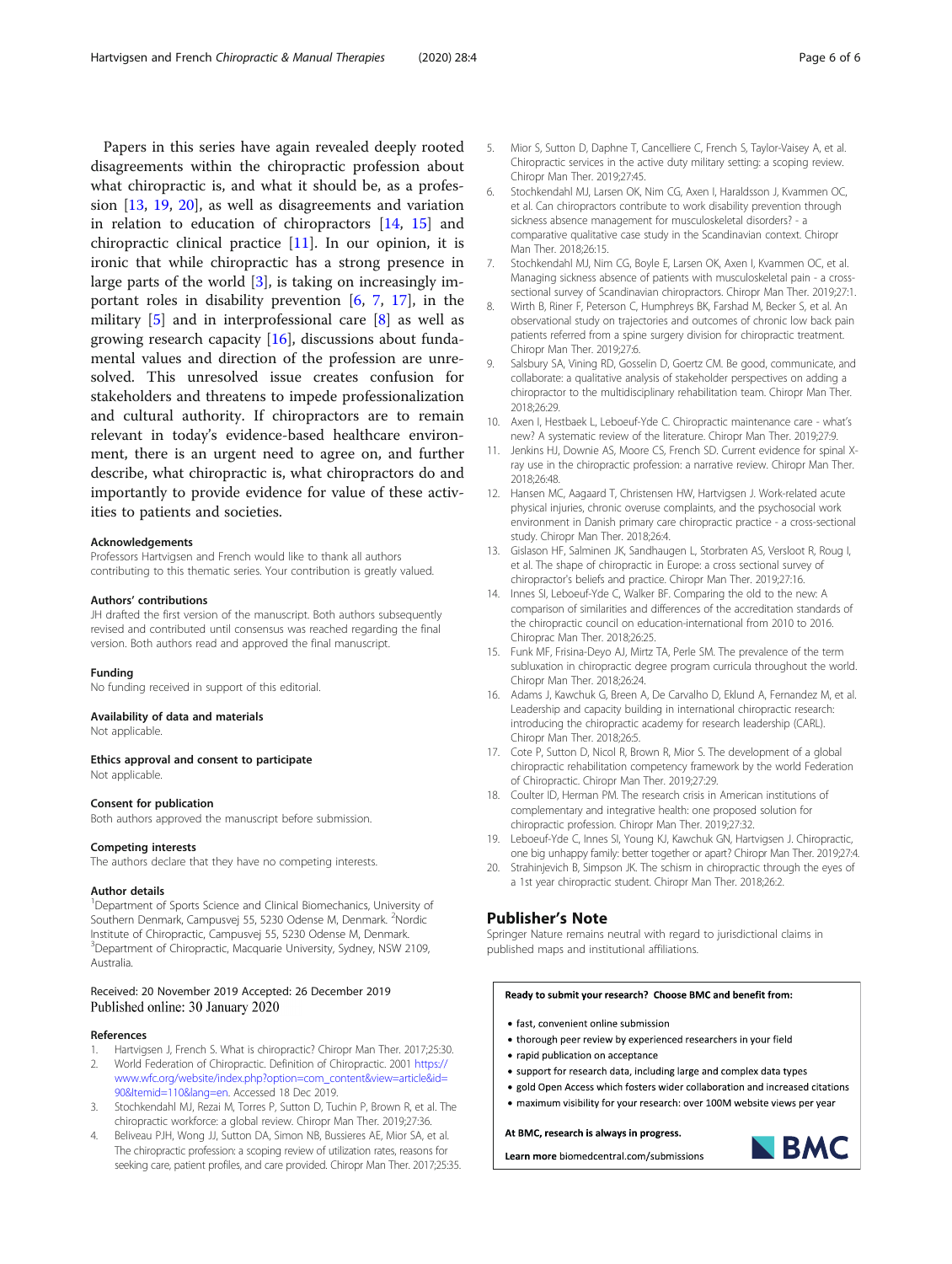Papers in this series have again revealed deeply rooted disagreements within the chiropractic profession about what chiropractic is, and what it should be, as a profession [13, 19, 20], as well as disagreements and variation in relation to education of chiropractors [14, 15] and chiropractic clinical practice [11]. In our opinion, it is ironic that while chiropractic has a strong presence in large parts of the world [3], is taking on increasingly important roles in disability prevention [6, 7, 17], in the military [5] and in interprofessional care [8] as well as growing research capacity [16], discussions about fundamental values and direction of the profession are unresolved. This unresolved issue creates confusion for stakeholders and threatens to impede professionalization and cultural authority. If chiropractors are to remain relevant in today's evidence-based healthcare environment, there is an urgent need to agree on, and further describe, what chiropractic is, what chiropractors do and importantly to provide evidence for value of these activities to patients and societies.

#### Acknowledgements

Professors Hartvigsen and French would like to thank all authors contributing to this thematic series. Your contribution is greatly valued.

#### Authors' contributions

JH drafted the first version of the manuscript. Both authors subsequently revised and contributed until consensus was reached regarding the final version. Both authors read and approved the final manuscript.

#### Funding

No funding received in support of this editorial.

#### Availability of data and materials

Not applicable.

#### Ethics approval and consent to participate

Not applicable.

#### Consent for publication

Both authors approved the manuscript before submission.

#### Competing interests

The authors declare that they have no competing interests.

#### Author details

[1]Department of Sports Science and Clinical Biomechanics, University of Southern Denmark, Campusvej 55, 5230 Odense M, Denmark. [2]Nordic Institute of Chiropractic, Campusvej 55, 5230 Odense M, Denmark. [3]Department of Chiropractic, Macquarie University, Sydney, NSW 2109, Australia.

Received: 20 November 2019 Accepted: 26 December 2019
Published online: 30 January 2020

#### References

1. Hartvigsen J, French S. What is chiropractic? Chiropr Man Ther. 2017;25:30.
2. World Federation of Chiropractic. Definition of Chiropractic. 2001 https://www.wfc.org/website/index.php?option=com_content&view=article&id=90&Itemid=110&lang=en. Accessed 18 Dec 2019.
3. Stochkendahl MJ, Rezai M, Torres P, Sutton D, Tuchin P, Brown R, et al. The chiropractic workforce: a global review. Chiropr Man Ther. 2019;27:36.
4. Beliveau PJH, Wong JJ, Sutton DA, Simon NB, Bussieres AE, Mior SA, et al. The chiropractic profession: a scoping review of utilization rates, reasons for seeking care, patient profiles, and care provided. Chiropr Man Ther. 2017;25:35.
5. Mior S, Sutton D, Daphne T, Cancelliere C, French S, Taylor-Vaisey A, et al. Chiropractic services in the active duty military setting: a scoping review. Chiropr Man Ther. 2019;27:45.
6. Stochkendahl MJ, Larsen OK, Nim CG, Axen I, Haraldsson J, Kvammen OC, et al. Can chiropractors contribute to work disability prevention through sickness absence management for musculoskeletal disorders? - a comparative qualitative case study in the Scandinavian context. Chiropr Man Ther. 2018;26:15.
7. Stochkendahl MJ, Nim CG, Boyle E, Larsen OK, Axen I, Kvammen OC, et al. Managing sickness absence of patients with musculoskeletal pain - a cross-sectional survey of Scandinavian chiropractors. Chiropr Man Ther. 2019;27:1.
8. Wirth B, Riner F, Peterson C, Humphreys BK, Farshad M, Becker S, et al. An observational study on trajectories and outcomes of chronic low back pain patients referred from a spine surgery division for chiropractic treatment. Chiropr Man Ther. 2019;27:6.
9. Salsbury SA, Vining RD, Gosselin D, Goertz CM. Be good, communicate, and collaborate: a qualitative analysis of stakeholder perspectives on adding a chiropractor to the multidisciplinary rehabilitation team. Chiropr Man Ther. 2018;26:29.
10. Axen I, Hestbaek L, Leboeuf-Yde C. Chiropractic maintenance care - what's new? A systematic review of the literature. Chiropr Man Ther. 2019;27:9.
11. Jenkins HJ, Downie AS, Moore CS, French SD. Current evidence for spinal X-ray use in the chiropractic profession: a narrative review. Chiropr Man Ther. 2018;26:48.
12. Hansen MC, Aagaard T, Christensen HW, Hartvigsen J. Work-related acute physical injuries, chronic overuse complaints, and the psychosocial work environment in Danish primary care chiropractic practice - a cross-sectional study. Chiropr Man Ther. 2018;26:4.
13. Gislason HF, Salminen JK, Sandhaugen L, Storbraten AS, Versloot R, Roug I, et al. The shape of chiropractic in Europe: a cross sectional survey of chiropractor's beliefs and practice. Chiropr Man Ther. 2019;27:16.
14. Innes SI, Leboeuf-Yde C, Walker BF. Comparing the old to the new: A comparison of similarities and differences of the accreditation standards of the chiropractic council on education-international from 2010 to 2016. Chiroprac Man Ther. 2018;26:25.
15. Funk MF, Frisina-Deyo AJ, Mirtz TA, Perle SM. The prevalence of the term subluxation in chiropractic degree program curricula throughout the world. Chiropr Man Ther. 2018;26:24.
16. Adams J, Kawchuk G, Breen A, De Carvalho D, Eklund A, Fernandez M, et al. Leadership and capacity building in international chiropractic research: introducing the chiropractic academy for research leadership (CARL). Chiropr Man Ther. 2018;26:5.
17. Cote P, Sutton D, Nicol R, Brown R, Mior S. The development of a global chiropractic rehabilitation competency framework by the world Federation of Chiropractic. Chiropr Man Ther. 2019;27:29.
18. Coulter ID, Herman PM. The research crisis in American institutions of complementary and integrative health: one proposed solution for chiropractic profession. Chiropr Man Ther. 2019;27:32.
19. Leboeuf-Yde C, Innes SI, Young KJ, Kawchuk GN, Hartvigsen J. Chiropractic, one big unhappy family: better together or apart? Chiropr Man Ther. 2019;27:4.
20. Strahinjevich B, Simpson JK. The schism in chiropractic through the eyes of a 1st year chiropractic student. Chiropr Man Ther. 2018;26:2.

## Publisher's Note

Springer Nature remains neutral with regard to jurisdictional claims in published maps and institutional affiliations.

**Ready to submit your research? Choose BMC and benefit from:**

- fast, convenient online submission
- thorough peer review by experienced researchers in your field
- rapid publication on acceptance
- support for research data, including large and complex data types
- gold Open Access which fosters wider collaboration and increased citations
- maximum visibility for your research: over 100M website views per year

**At BMC, research is always in progress.**

**Learn more** biomedcentral.com/submissions

BMC